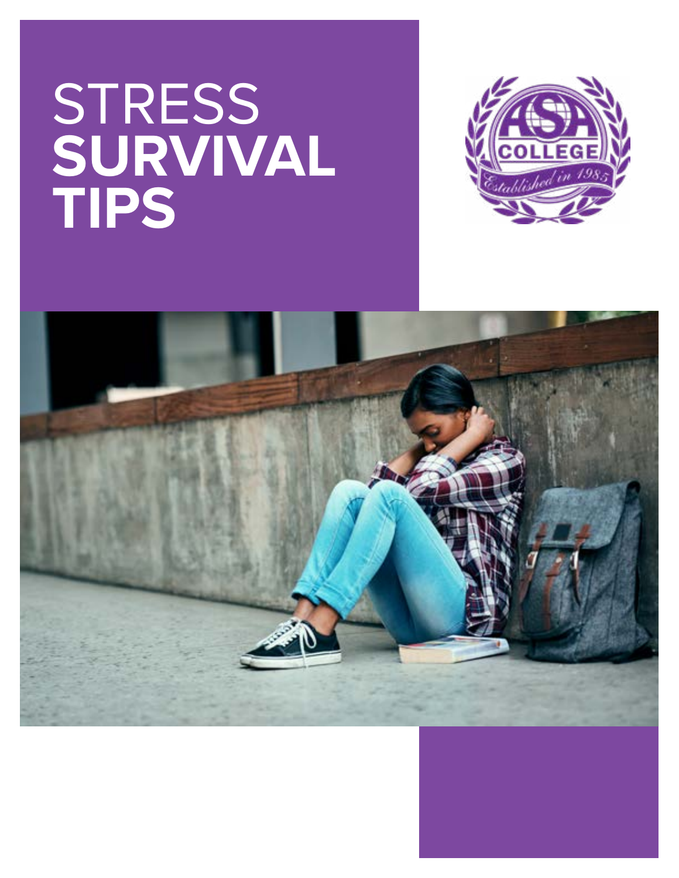# STRESS **SURVIVAL TIPS**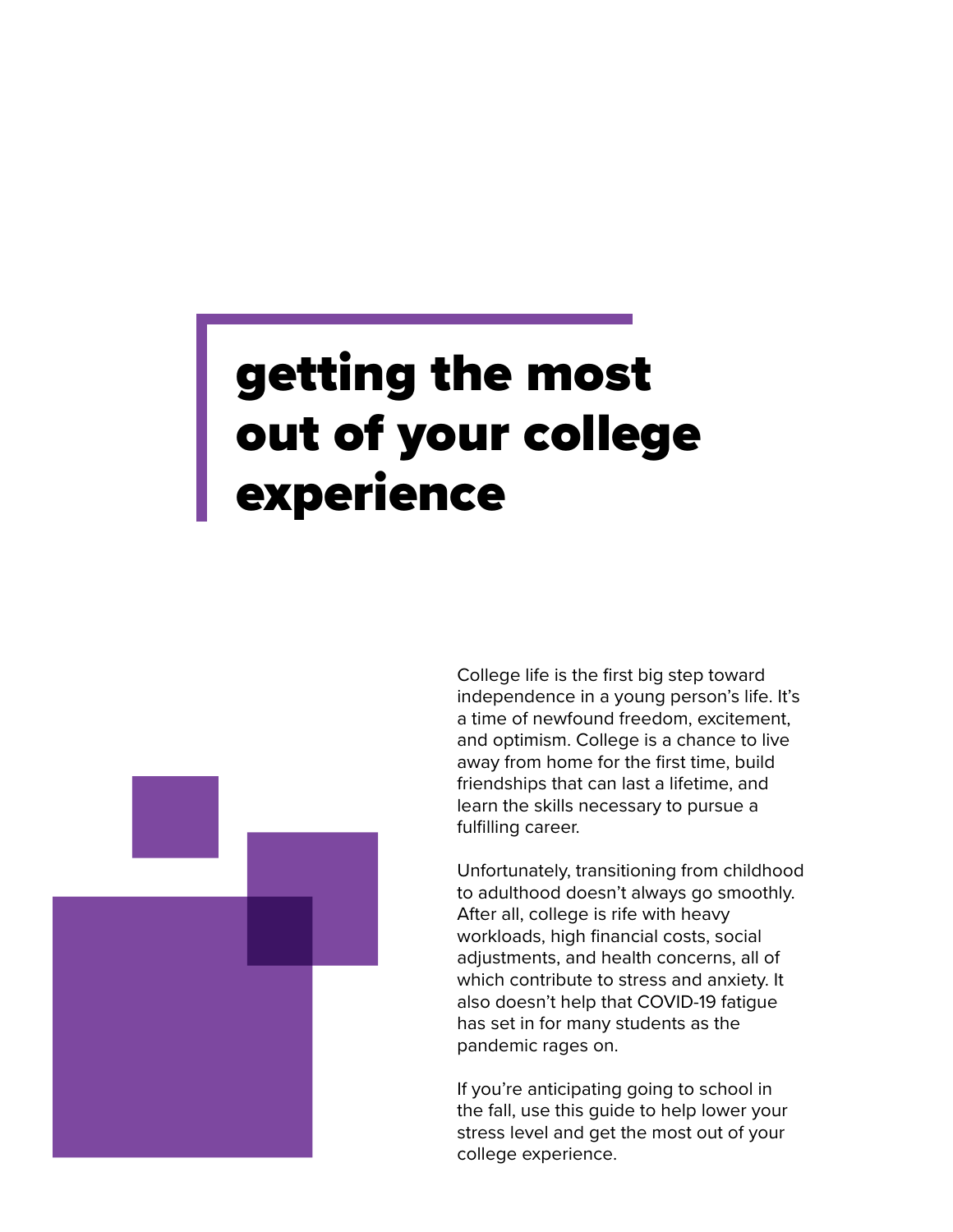# getting the most out of your college experience

College life is the first big step toward independence in a young person's life. It's a time of newfound freedom, excitement, and optimism. College is a chance to live away from home for the first time, build friendships that can last a lifetime, and learn the skills necessary to pursue a fulfilling career.

Unfortunately, transitioning from childhood to adulthood doesn't always go smoothly. After all, college is rife with heavy workloads, high financial costs, social adjustments, and health concerns, all of which contribute to stress and anxiety. It also doesn't help that COVID-19 fatigue has set in for many students as the pandemic rages on.

If you're anticipating going to school in the fall, use this guide to help lower your stress level and get the most out of your college experience.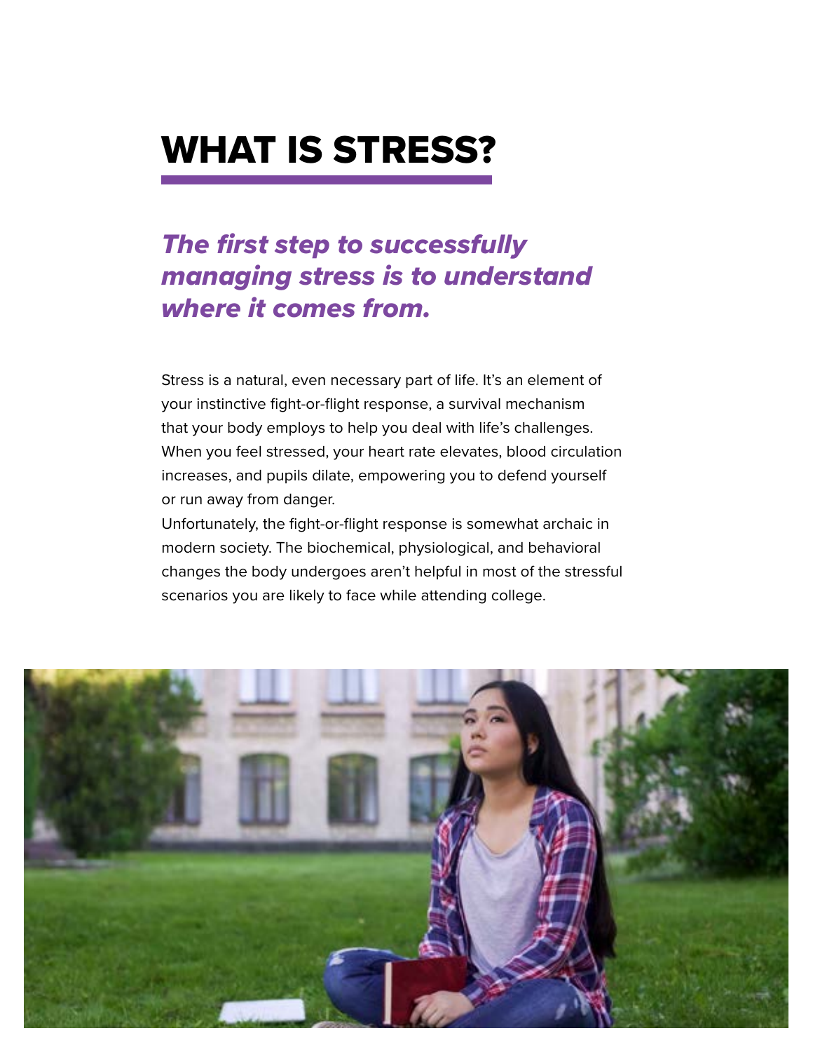# WHAT IS STRESS?

***The first step to successfully managing stress is to understand where it comes from.***

Stress is a natural, even necessary part of life. It's an element of your instinctive fight-or-flight response, a survival mechanism that your body employs to help you deal with life's challenges. When you feel stressed, your heart rate elevates, blood circulation increases, and pupils dilate, empowering you to defend yourself or run away from danger.

Unfortunately, the fight-or-flight response is somewhat archaic in modern society. The biochemical, physiological, and behavioral changes the body undergoes aren't helpful in most of the stressful scenarios you are likely to face while attending college.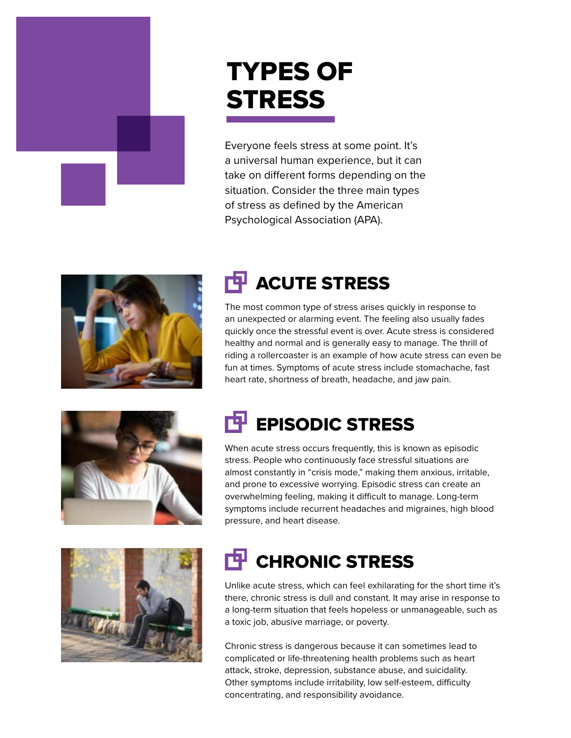# TYPES OF STRESS

Everyone feels stress at some point. It's a universal human experience, but it can take on different forms depending on the situation. Consider the three main types of stress as defined by the American Psychological Association (APA).

## ACUTE STRESS

The most common type of stress arises quickly in response to an unexpected or alarming event. The feeling also usually fades quickly once the stressful event is over. Acute stress is considered healthy and normal and is generally easy to manage. The thrill of riding a rollercoaster is an example of how acute stress can even be fun at times. Symptoms of acute stress include stomachache, fast heart rate, shortness of breath, headache, and jaw pain.

## EPISODIC STRESS

When acute stress occurs frequently, this is known as episodic stress. People who continuously face stressful situations are almost constantly in "crisis mode," making them anxious, irritable, and prone to excessive worrying. Episodic stress can create an overwhelming feeling, making it difficult to manage. Long-term symptoms include recurrent headaches and migraines, high blood pressure, and heart disease.

## CHRONIC STRESS

Unlike acute stress, which can feel exhilarating for the short time it's there, chronic stress is dull and constant. It may arise in response to a long-term situation that feels hopeless or unmanageable, such as a toxic job, abusive marriage, or poverty.

Chronic stress is dangerous because it can sometimes lead to complicated or life-threatening health problems such as heart attack, stroke, depression, substance abuse, and suicidality. Other symptoms include irritability, low self-esteem, difficulty concentrating, and responsibility avoidance.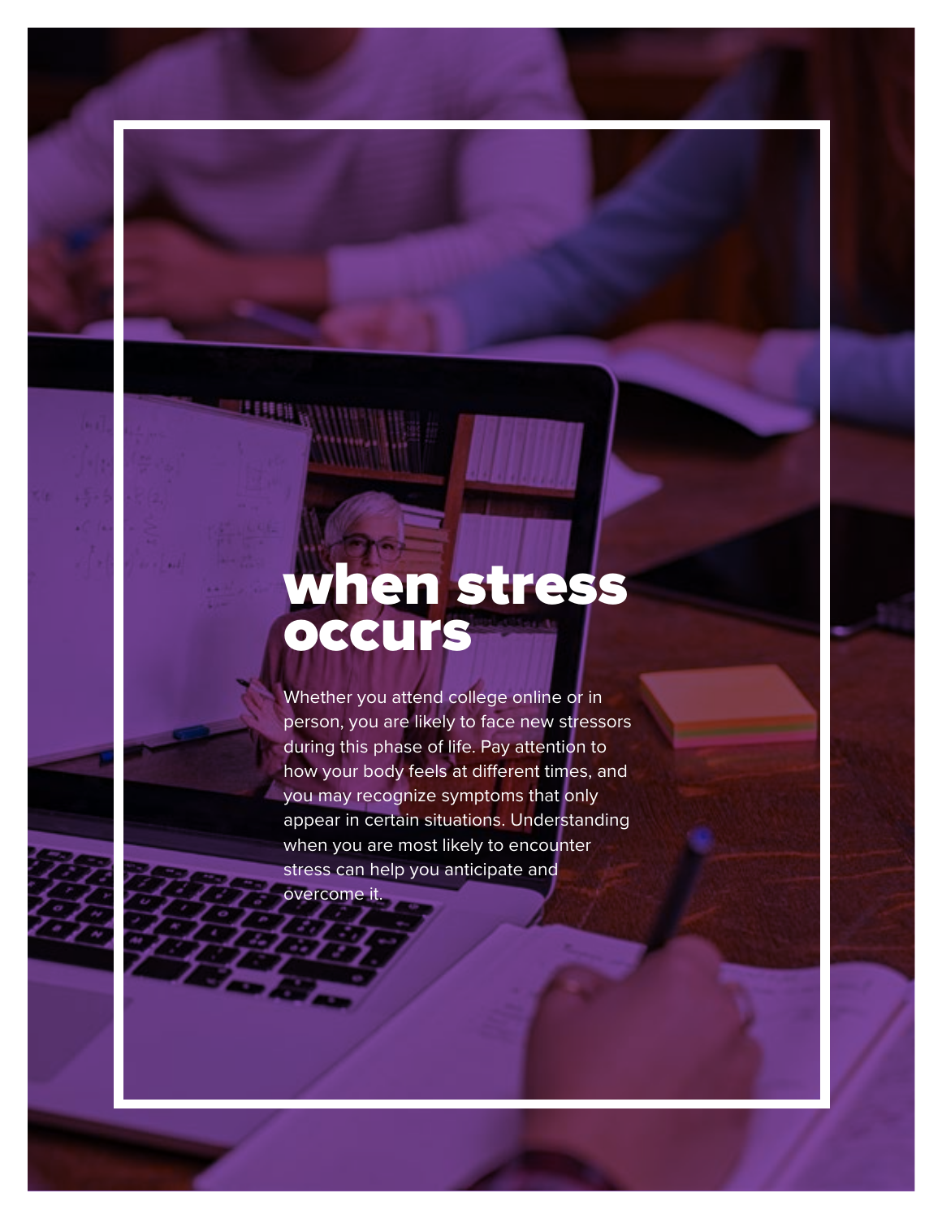# when stress occurs

Whether you attend college online or in person, you are likely to face new stressors during this phase of life. Pay attention to how your body feels at different times, and you may recognize symptoms that only appear in certain situations. Understanding when you are most likely to encounter stress can help you anticipate and overcome it.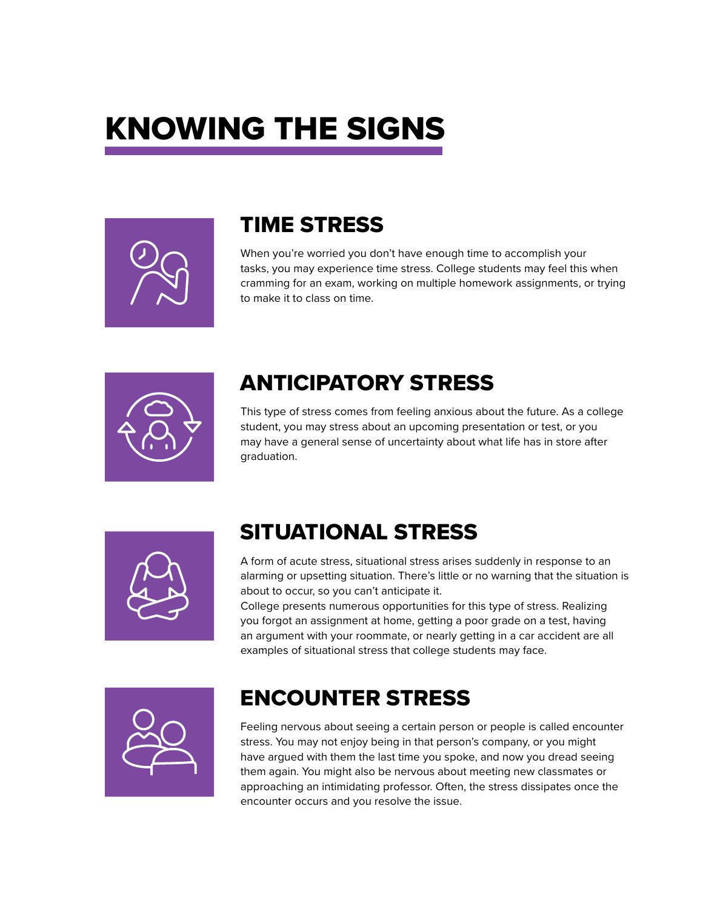# KNOWING THE SIGNS

## TIME STRESS

When you're worried you don't have enough time to accomplish your tasks, you may experience time stress. College students may feel this when cramming for an exam, working on multiple homework assignments, or trying to make it to class on time.

## ANTICIPATORY STRESS

This type of stress comes from feeling anxious about the future. As a college student, you may stress about an upcoming presentation or test, or you may have a general sense of uncertainty about what life has in store after graduation.

## SITUATIONAL STRESS

A form of acute stress, situational stress arises suddenly in response to an alarming or upsetting situation. There's little or no warning that the situation is about to occur, so you can't anticipate it.

College presents numerous opportunities for this type of stress. Realizing you forgot an assignment at home, getting a poor grade on a test, having an argument with your roommate, or nearly getting in a car accident are all examples of situational stress that college students may face.

## ENCOUNTER STRESS

Feeling nervous about seeing a certain person or people is called encounter stress. You may not enjoy being in that person's company, or you might have argued with them the last time you spoke, and now you dread seeing them again. You might also be nervous about meeting new classmates or approaching an intimidating professor. Often, the stress dissipates once the encounter occurs and you resolve the issue.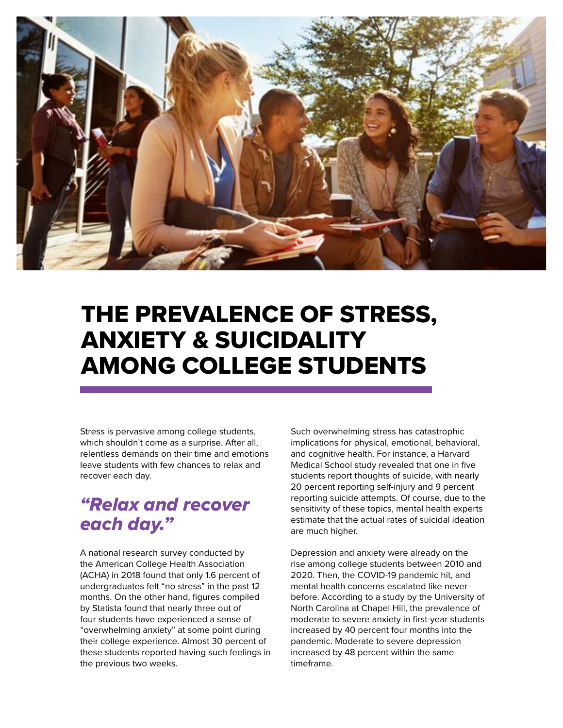# THE PREVALENCE OF STRESS, ANXIETY & SUICIDALITY AMONG COLLEGE STUDENTS

Stress is pervasive among college students, which shouldn't come as a surprise. After all, relentless demands on their time and emotions leave students with few chances to relax and recover each day.

> ***"Relax and recover each day."***

A national research survey conducted by the American College Health Association (ACHA) in 2018 found that only 1.6 percent of undergraduates felt "no stress" in the past 12 months. On the other hand, figures compiled by Statista found that nearly three out of four students have experienced a sense of "overwhelming anxiety" at some point during their college experience. Almost 30 percent of these students reported having such feelings in the previous two weeks.

Such overwhelming stress has catastrophic implications for physical, emotional, behavioral, and cognitive health. For instance, a Harvard Medical School study revealed that one in five students report thoughts of suicide, with nearly 20 percent reporting self-injury and 9 percent reporting suicide attempts. Of course, due to the sensitivity of these topics, mental health experts estimate that the actual rates of suicidal ideation are much higher.

Depression and anxiety were already on the rise among college students between 2010 and 2020. Then, the COVID-19 pandemic hit, and mental health concerns escalated like never before. According to a study by the University of North Carolina at Chapel Hill, the prevalence of moderate to severe anxiety in first-year students increased by 40 percent four months into the pandemic. Moderate to severe depression increased by 48 percent within the same timeframe.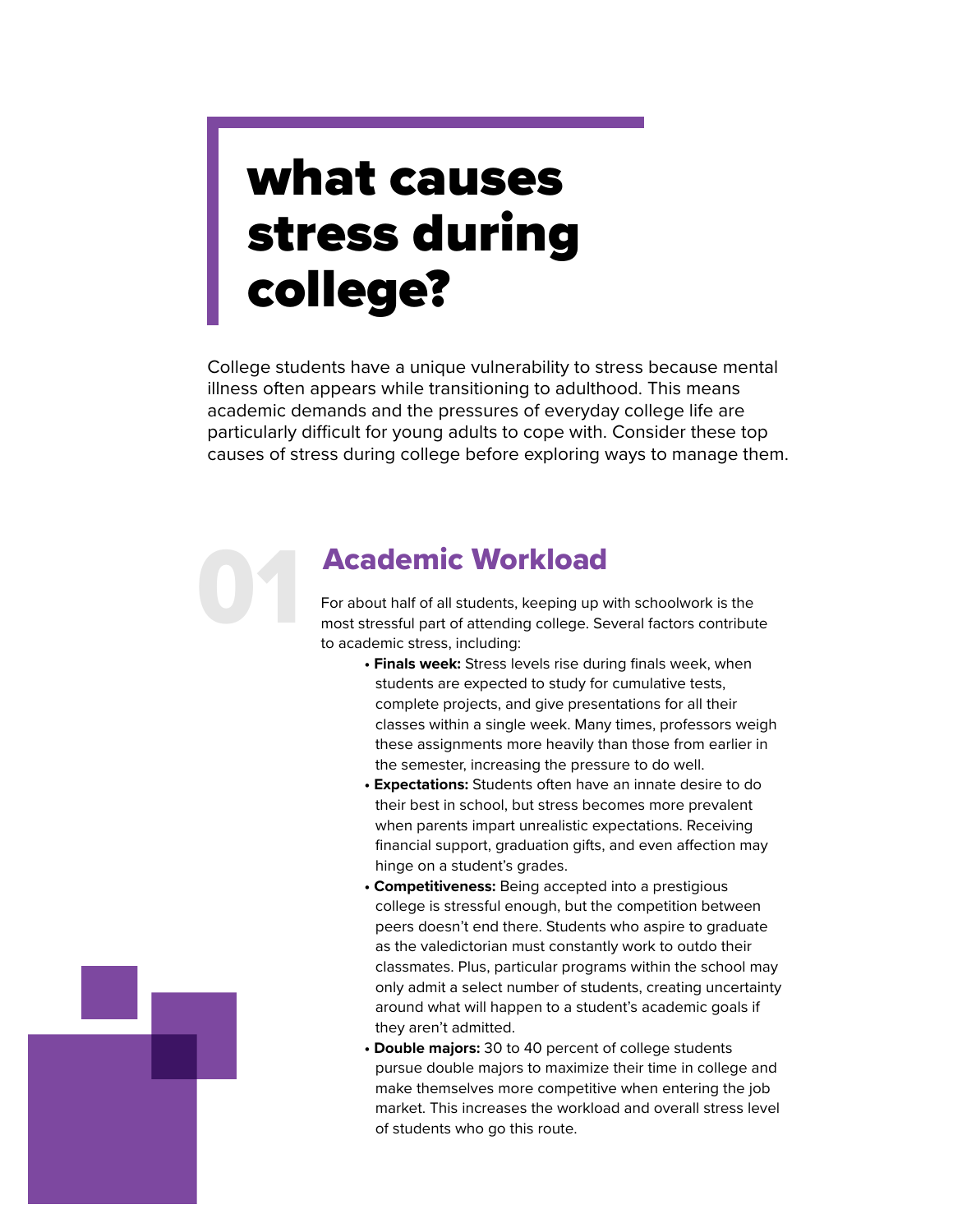# what causes stress during college?

College students have a unique vulnerability to stress because mental illness often appears while transitioning to adulthood. This means academic demands and the pressures of everyday college life are particularly difficult for young adults to cope with. Consider these top causes of stress during college before exploring ways to manage them.

## 01 Academic Workload

For about half of all students, keeping up with schoolwork is the most stressful part of attending college. Several factors contribute to academic stress, including:

- **Finals week:** Stress levels rise during finals week, when students are expected to study for cumulative tests, complete projects, and give presentations for all their classes within a single week. Many times, professors weigh these assignments more heavily than those from earlier in the semester, increasing the pressure to do well.
- **Expectations:** Students often have an innate desire to do their best in school, but stress becomes more prevalent when parents impart unrealistic expectations. Receiving financial support, graduation gifts, and even affection may hinge on a student's grades.
- **Competitiveness:** Being accepted into a prestigious college is stressful enough, but the competition between peers doesn't end there. Students who aspire to graduate as the valedictorian must constantly work to outdo their classmates. Plus, particular programs within the school may only admit a select number of students, creating uncertainty around what will happen to a student's academic goals if they aren't admitted.
- **Double majors:** 30 to 40 percent of college students pursue double majors to maximize their time in college and make themselves more competitive when entering the job market. This increases the workload and overall stress level of students who go this route.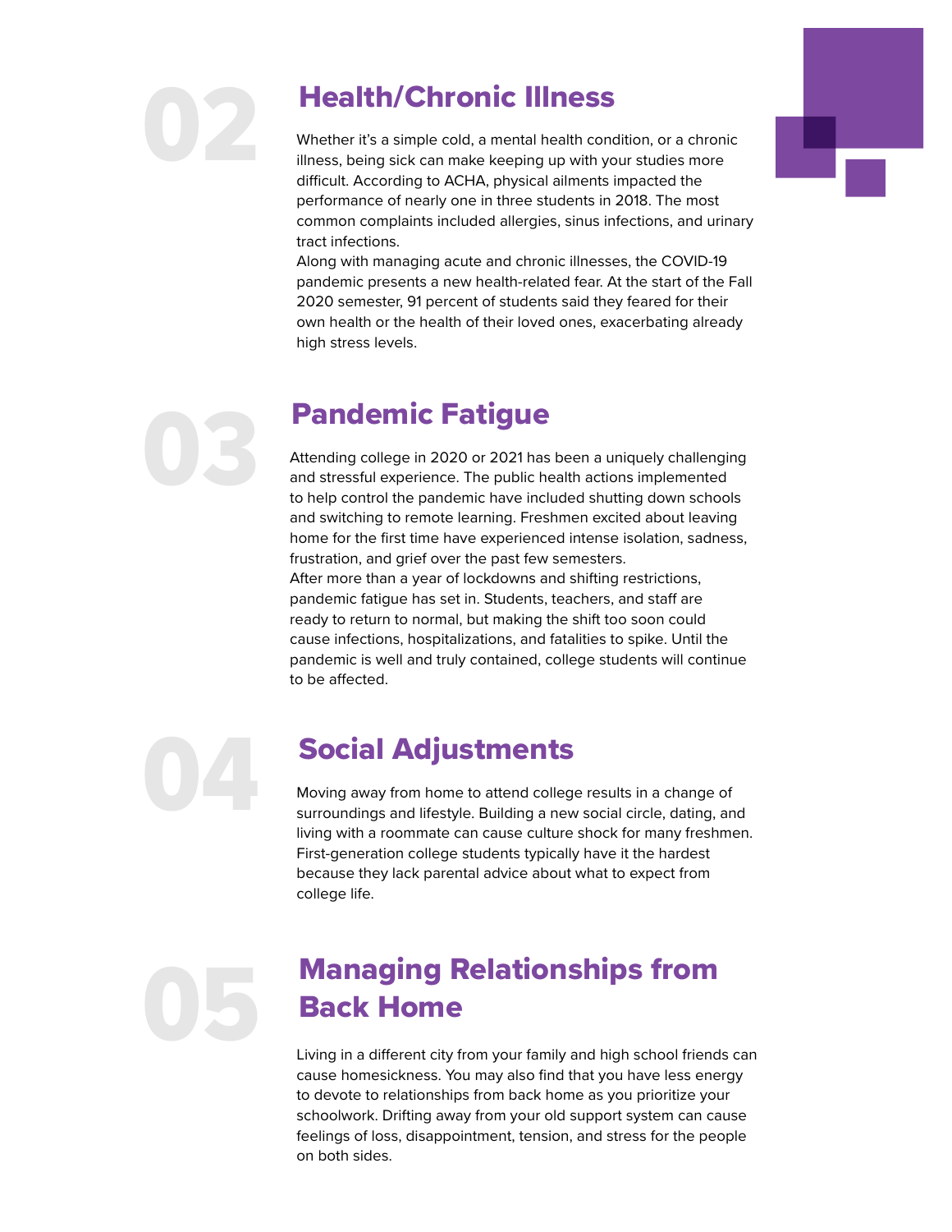## 02 Health/Chronic Illness

Whether it's a simple cold, a mental health condition, or a chronic illness, being sick can make keeping up with your studies more difficult. According to ACHA, physical ailments impacted the performance of nearly one in three students in 2018. The most common complaints included allergies, sinus infections, and urinary tract infections.

Along with managing acute and chronic illnesses, the COVID-19 pandemic presents a new health-related fear. At the start of the Fall 2020 semester, 91 percent of students said they feared for their own health or the health of their loved ones, exacerbating already high stress levels.

## 03 Pandemic Fatigue

Attending college in 2020 or 2021 has been a uniquely challenging and stressful experience. The public health actions implemented to help control the pandemic have included shutting down schools and switching to remote learning. Freshmen excited about leaving home for the first time have experienced intense isolation, sadness, frustration, and grief over the past few semesters.

After more than a year of lockdowns and shifting restrictions, pandemic fatigue has set in. Students, teachers, and staff are ready to return to normal, but making the shift too soon could cause infections, hospitalizations, and fatalities to spike. Until the pandemic is well and truly contained, college students will continue to be affected.

## 04 Social Adjustments

Moving away from home to attend college results in a change of surroundings and lifestyle. Building a new social circle, dating, and living with a roommate can cause culture shock for many freshmen. First-generation college students typically have it the hardest because they lack parental advice about what to expect from college life.

## 05 Managing Relationships from Back Home

Living in a different city from your family and high school friends can cause homesickness. You may also find that you have less energy to devote to relationships from back home as you prioritize your schoolwork. Drifting away from your old support system can cause feelings of loss, disappointment, tension, and stress for the people on both sides.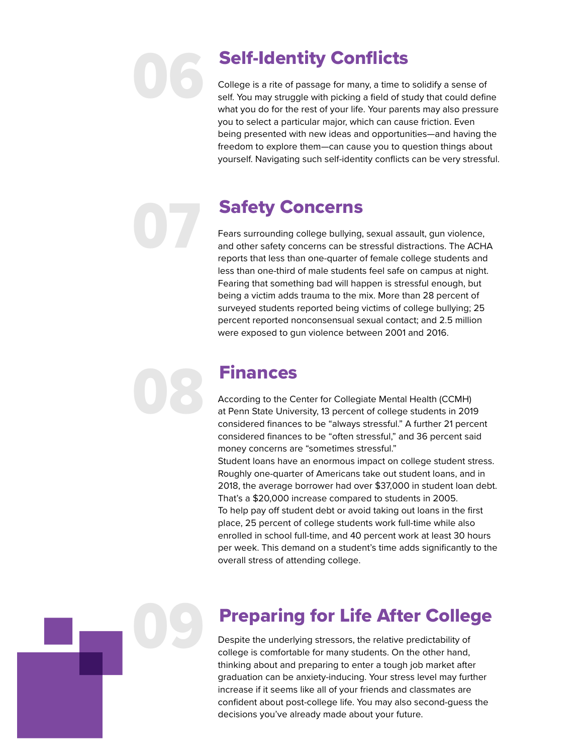## 06 Self-Identity Conflicts

College is a rite of passage for many, a time to solidify a sense of self. You may struggle with picking a field of study that could define what you do for the rest of your life. Your parents may also pressure you to select a particular major, which can cause friction. Even being presented with new ideas and opportunities—and having the freedom to explore them—can cause you to question things about yourself. Navigating such self-identity conflicts can be very stressful.

## 07 Safety Concerns

Fears surrounding college bullying, sexual assault, gun violence, and other safety concerns can be stressful distractions. The ACHA reports that less than one-quarter of female college students and less than one-third of male students feel safe on campus at night. Fearing that something bad will happen is stressful enough, but being a victim adds trauma to the mix. More than 28 percent of surveyed students reported being victims of college bullying; 25 percent reported nonconsensual sexual contact; and 2.5 million were exposed to gun violence between 2001 and 2016.

## 08 Finances

According to the Center for Collegiate Mental Health (CCMH) at Penn State University, 13 percent of college students in 2019 considered finances to be "always stressful." A further 21 percent considered finances to be "often stressful," and 36 percent said money concerns are "sometimes stressful."

Student loans have an enormous impact on college student stress. Roughly one-quarter of Americans take out student loans, and in 2018, the average borrower had over $37,000 in student loan debt. That's a $20,000 increase compared to students in 2005.

To help pay off student debt or avoid taking out loans in the first place, 25 percent of college students work full-time while also enrolled in school full-time, and 40 percent work at least 30 hours per week. This demand on a student's time adds significantly to the overall stress of attending college.

## 09 Preparing for Life After College

Despite the underlying stressors, the relative predictability of college is comfortable for many students. On the other hand, thinking about and preparing to enter a tough job market after graduation can be anxiety-inducing. Your stress level may further increase if it seems like all of your friends and classmates are confident about post-college life. You may also second-guess the decisions you've already made about your future.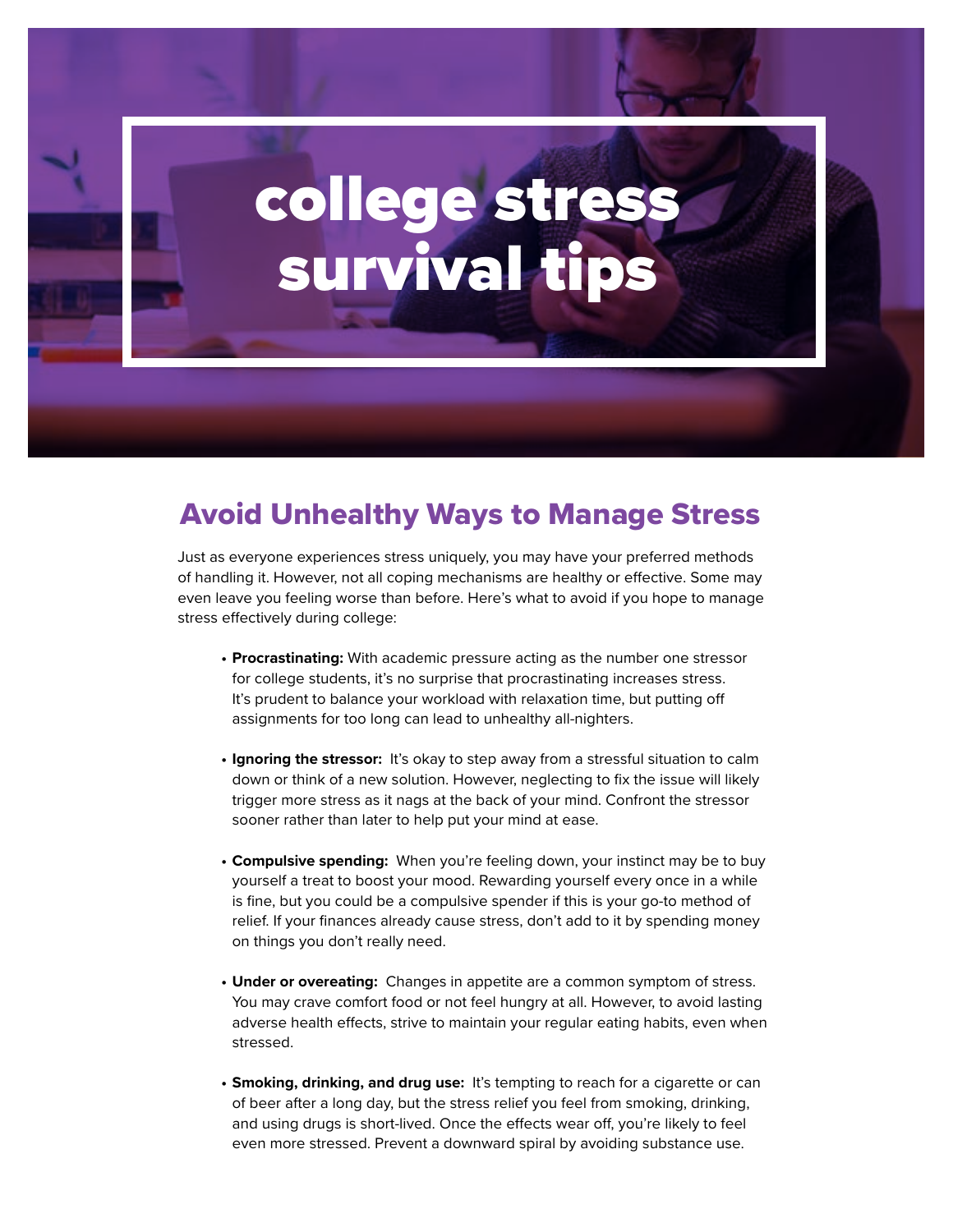# college stress survival tips

## Avoid Unhealthy Ways to Manage Stress

Just as everyone experiences stress uniquely, you may have your preferred methods of handling it. However, not all coping mechanisms are healthy or effective. Some may even leave you feeling worse than before. Here's what to avoid if you hope to manage stress effectively during college:

- **Procrastinating:** With academic pressure acting as the number one stressor for college students, it's no surprise that procrastinating increases stress. It's prudent to balance your workload with relaxation time, but putting off assignments for too long can lead to unhealthy all-nighters.

- **Ignoring the stressor:** It's okay to step away from a stressful situation to calm down or think of a new solution. However, neglecting to fix the issue will likely trigger more stress as it nags at the back of your mind. Confront the stressor sooner rather than later to help put your mind at ease.

- **Compulsive spending:** When you're feeling down, your instinct may be to buy yourself a treat to boost your mood. Rewarding yourself every once in a while is fine, but you could be a compulsive spender if this is your go-to method of relief. If your finances already cause stress, don't add to it by spending money on things you don't really need.

- **Under or overeating:** Changes in appetite are a common symptom of stress. You may crave comfort food or not feel hungry at all. However, to avoid lasting adverse health effects, strive to maintain your regular eating habits, even when stressed.

- **Smoking, drinking, and drug use:** It's tempting to reach for a cigarette or can of beer after a long day, but the stress relief you feel from smoking, drinking, and using drugs is short-lived. Once the effects wear off, you're likely to feel even more stressed. Prevent a downward spiral by avoiding substance use.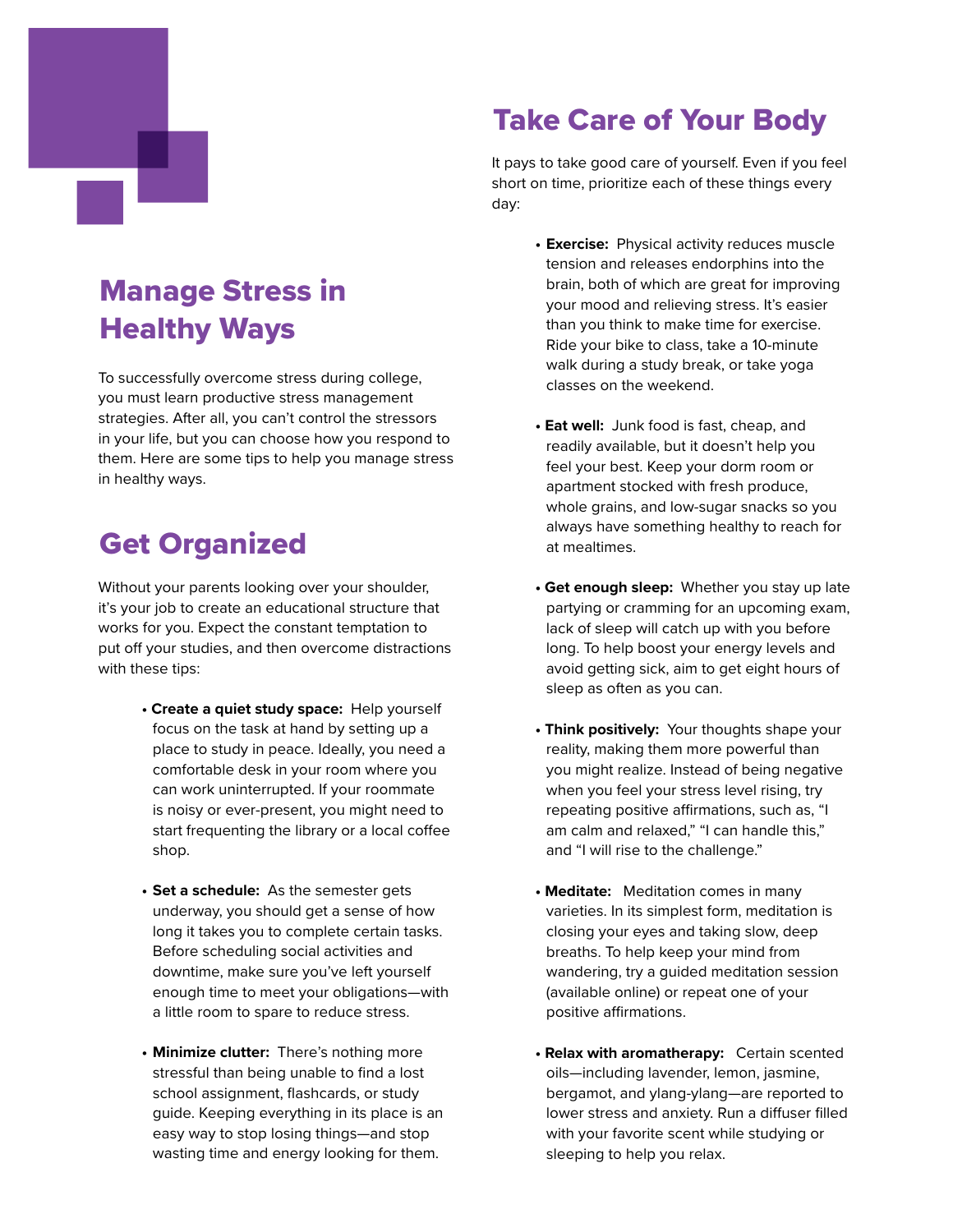## Manage Stress in Healthy Ways

To successfully overcome stress during college, you must learn productive stress management strategies. After all, you can't control the stressors in your life, but you can choose how you respond to them. Here are some tips to help you manage stress in healthy ways.

## Get Organized

Without your parents looking over your shoulder, it's your job to create an educational structure that works for you. Expect the constant temptation to put off your studies, and then overcome distractions with these tips:

- **Create a quiet study space:** Help yourself focus on the task at hand by setting up a place to study in peace. Ideally, you need a comfortable desk in your room where you can work uninterrupted. If your roommate is noisy or ever-present, you might need to start frequenting the library or a local coffee shop.

- **Set a schedule:** As the semester gets underway, you should get a sense of how long it takes you to complete certain tasks. Before scheduling social activities and downtime, make sure you've left yourself enough time to meet your obligations—with a little room to spare to reduce stress.

- **Minimize clutter:** There's nothing more stressful than being unable to find a lost school assignment, flashcards, or study guide. Keeping everything in its place is an easy way to stop losing things—and stop wasting time and energy looking for them.

## Take Care of Your Body

It pays to take good care of yourself. Even if you feel short on time, prioritize each of these things every day:

- **Exercise:** Physical activity reduces muscle tension and releases endorphins into the brain, both of which are great for improving your mood and relieving stress. It's easier than you think to make time for exercise. Ride your bike to class, take a 10-minute walk during a study break, or take yoga classes on the weekend.

- **Eat well:** Junk food is fast, cheap, and readily available, but it doesn't help you feel your best. Keep your dorm room or apartment stocked with fresh produce, whole grains, and low-sugar snacks so you always have something healthy to reach for at mealtimes.

- **Get enough sleep:** Whether you stay up late partying or cramming for an upcoming exam, lack of sleep will catch up with you before long. To help boost your energy levels and avoid getting sick, aim to get eight hours of sleep as often as you can.

- **Think positively:** Your thoughts shape your reality, making them more powerful than you might realize. Instead of being negative when you feel your stress level rising, try repeating positive affirmations, such as, "I am calm and relaxed," "I can handle this," and "I will rise to the challenge."

- **Meditate:** Meditation comes in many varieties. In its simplest form, meditation is closing your eyes and taking slow, deep breaths. To help keep your mind from wandering, try a guided meditation session (available online) or repeat one of your positive affirmations.

- **Relax with aromatherapy:** Certain scented oils—including lavender, lemon, jasmine, bergamot, and ylang-ylang—are reported to lower stress and anxiety. Run a diffuser filled with your favorite scent while studying or sleeping to help you relax.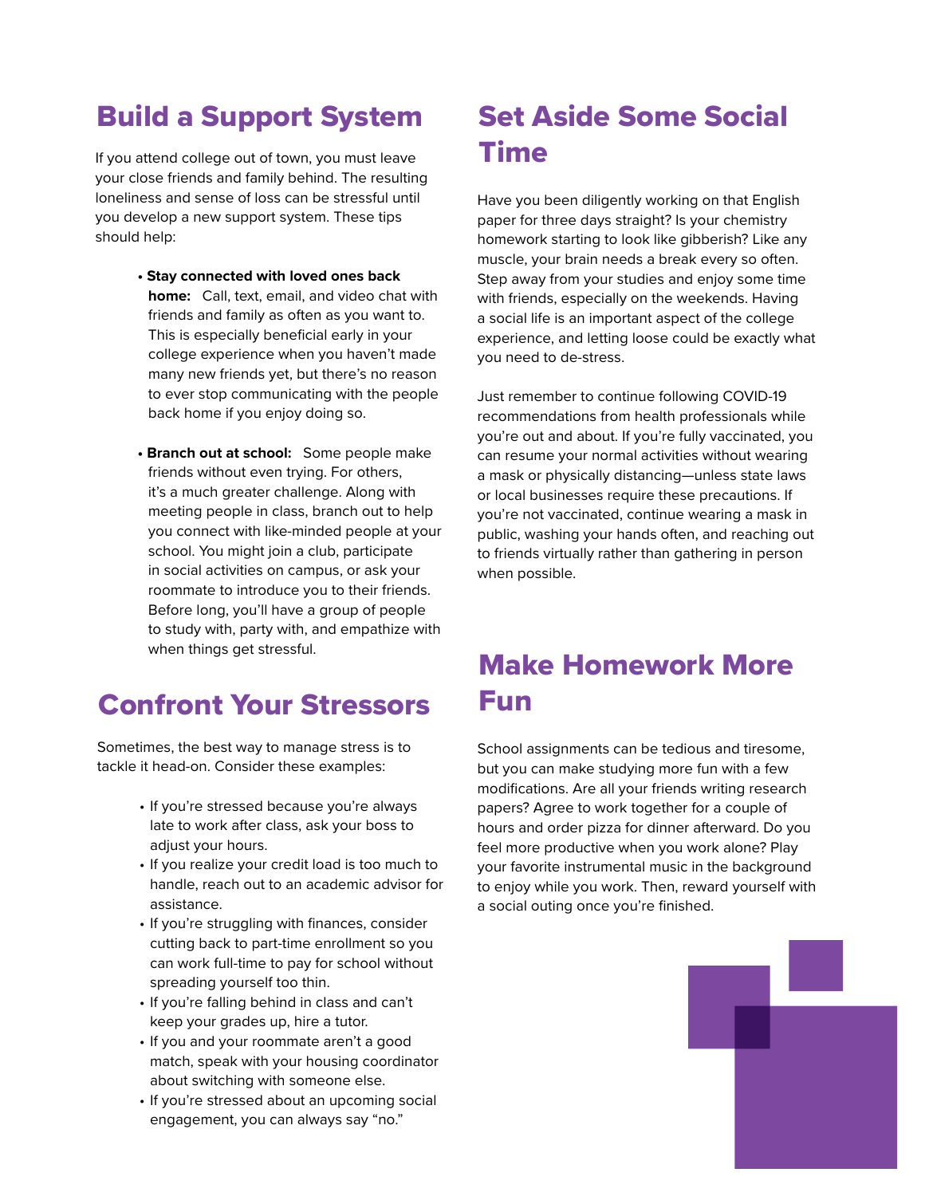## Build a Support System

If you attend college out of town, you must leave your close friends and family behind. The resulting loneliness and sense of loss can be stressful until you develop a new support system. These tips should help:

- **Stay connected with loved ones back home:** Call, text, email, and video chat with friends and family as often as you want to. This is especially beneficial early in your college experience when you haven't made many new friends yet, but there's no reason to ever stop communicating with the people back home if you enjoy doing so.

- **Branch out at school:** Some people make friends without even trying. For others, it's a much greater challenge. Along with meeting people in class, branch out to help you connect with like-minded people at your school. You might join a club, participate in social activities on campus, or ask your roommate to introduce you to their friends. Before long, you'll have a group of people to study with, party with, and empathize with when things get stressful.

## Confront Your Stressors

Sometimes, the best way to manage stress is to tackle it head-on. Consider these examples:

- If you're stressed because you're always late to work after class, ask your boss to adjust your hours.
- If you realize your credit load is too much to handle, reach out to an academic advisor for assistance.
- If you're struggling with finances, consider cutting back to part-time enrollment so you can work full-time to pay for school without spreading yourself too thin.
- If you're falling behind in class and can't keep your grades up, hire a tutor.
- If you and your roommate aren't a good match, speak with your housing coordinator about switching with someone else.
- If you're stressed about an upcoming social engagement, you can always say "no."

## Set Aside Some Social Time

Have you been diligently working on that English paper for three days straight? Is your chemistry homework starting to look like gibberish? Like any muscle, your brain needs a break every so often. Step away from your studies and enjoy some time with friends, especially on the weekends. Having a social life is an important aspect of the college experience, and letting loose could be exactly what you need to de-stress.

Just remember to continue following COVID-19 recommendations from health professionals while you're out and about. If you're fully vaccinated, you can resume your normal activities without wearing a mask or physically distancing—unless state laws or local businesses require these precautions. If you're not vaccinated, continue wearing a mask in public, washing your hands often, and reaching out to friends virtually rather than gathering in person when possible.

## Make Homework More Fun

School assignments can be tedious and tiresome, but you can make studying more fun with a few modifications. Are all your friends writing research papers? Agree to work together for a couple of hours and order pizza for dinner afterward. Do you feel more productive when you work alone? Play your favorite instrumental music in the background to enjoy while you work. Then, reward yourself with a social outing once you're finished.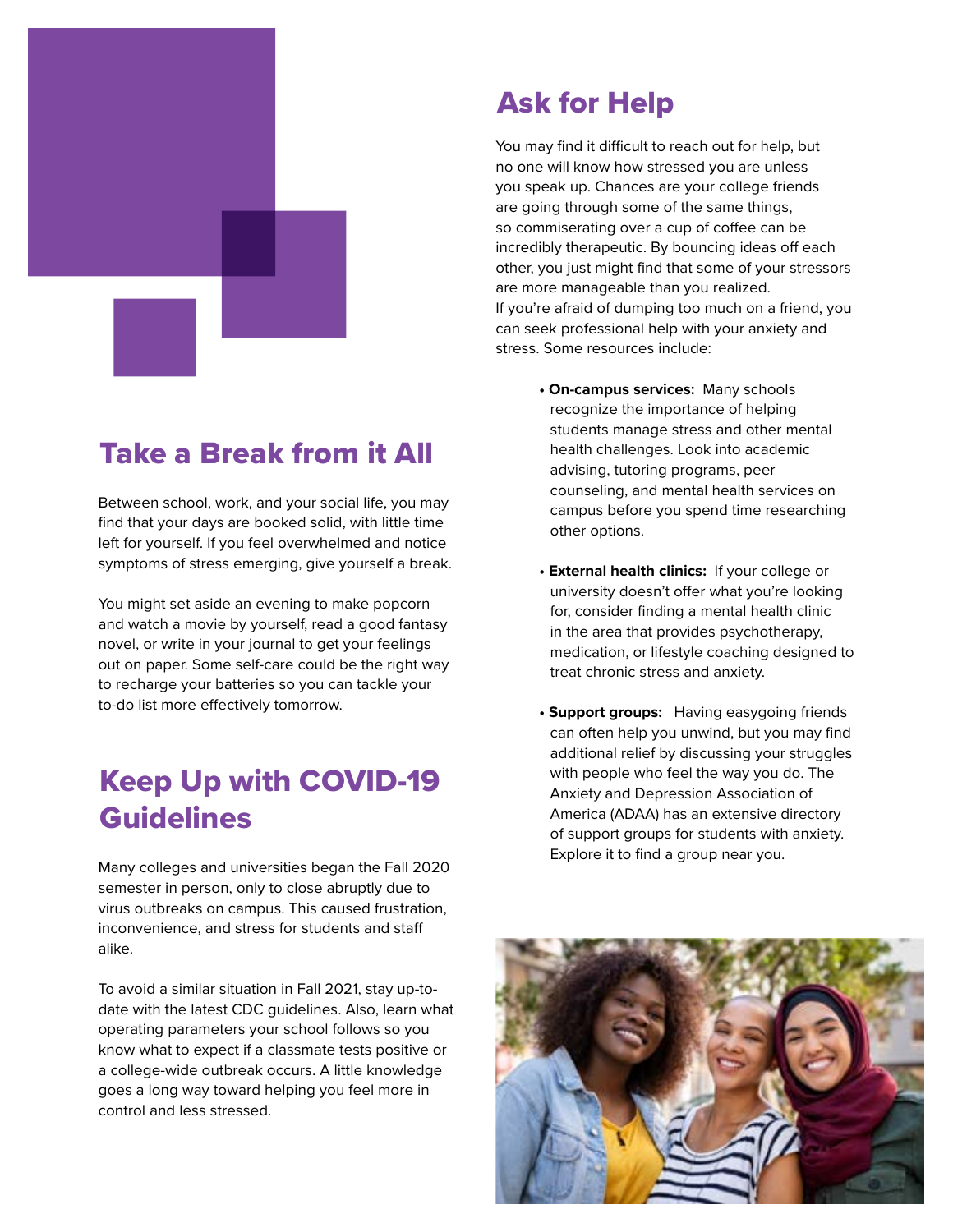## Take a Break from it All

Between school, work, and your social life, you may find that your days are booked solid, with little time left for yourself. If you feel overwhelmed and notice symptoms of stress emerging, give yourself a break.

You might set aside an evening to make popcorn and watch a movie by yourself, read a good fantasy novel, or write in your journal to get your feelings out on paper. Some self-care could be the right way to recharge your batteries so you can tackle your to-do list more effectively tomorrow.

## Keep Up with COVID-19 Guidelines

Many colleges and universities began the Fall 2020 semester in person, only to close abruptly due to virus outbreaks on campus. This caused frustration, inconvenience, and stress for students and staff alike.

To avoid a similar situation in Fall 2021, stay up-to-date with the latest CDC guidelines. Also, learn what operating parameters your school follows so you know what to expect if a classmate tests positive or a college-wide outbreak occurs. A little knowledge goes a long way toward helping you feel more in control and less stressed.

## Ask for Help

You may find it difficult to reach out for help, but no one will know how stressed you are unless you speak up. Chances are your college friends are going through some of the same things, so commiserating over a cup of coffee can be incredibly therapeutic. By bouncing ideas off each other, you just might find that some of your stressors are more manageable than you realized.
If you're afraid of dumping too much on a friend, you can seek professional help with your anxiety and stress. Some resources include:

- **On-campus services:** Many schools recognize the importance of helping students manage stress and other mental health challenges. Look into academic advising, tutoring programs, peer counseling, and mental health services on campus before you spend time researching other options.

- **External health clinics:** If your college or university doesn't offer what you're looking for, consider finding a mental health clinic in the area that provides psychotherapy, medication, or lifestyle coaching designed to treat chronic stress and anxiety.

- **Support groups:** Having easygoing friends can often help you unwind, but you may find additional relief by discussing your struggles with people who feel the way you do. The Anxiety and Depression Association of America (ADAA) has an extensive directory of support groups for students with anxiety. Explore it to find a group near you.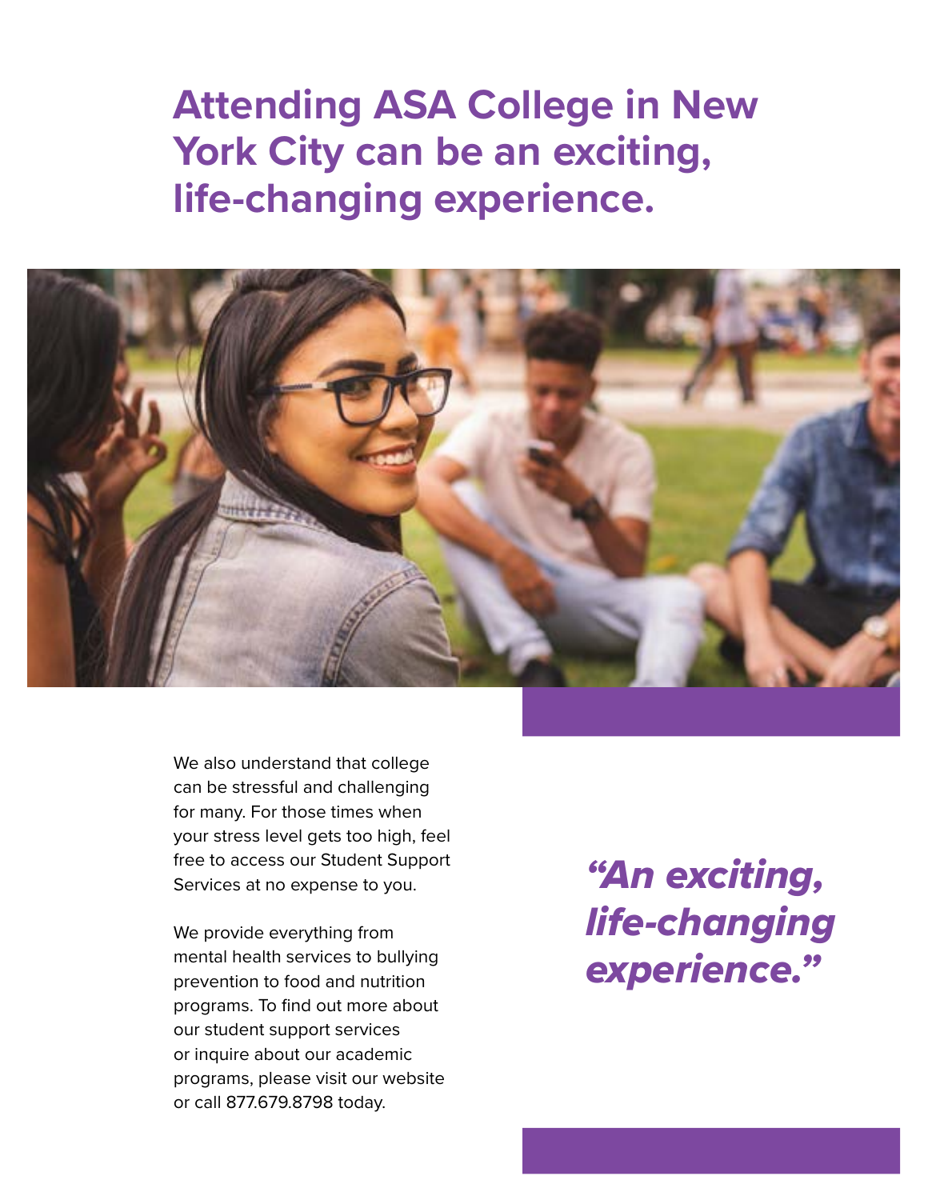# Attending ASA College in New York City can be an exciting, life-changing experience.

We also understand that college can be stressful and challenging for many. For those times when your stress level gets too high, feel free to access our Student Support Services at no expense to you.

We provide everything from mental health services to bullying prevention to food and nutrition programs. To find out more about our student support services or inquire about our academic programs, please visit our website or call 877.679.8798 today.

***"An exciting, life-changing experience."***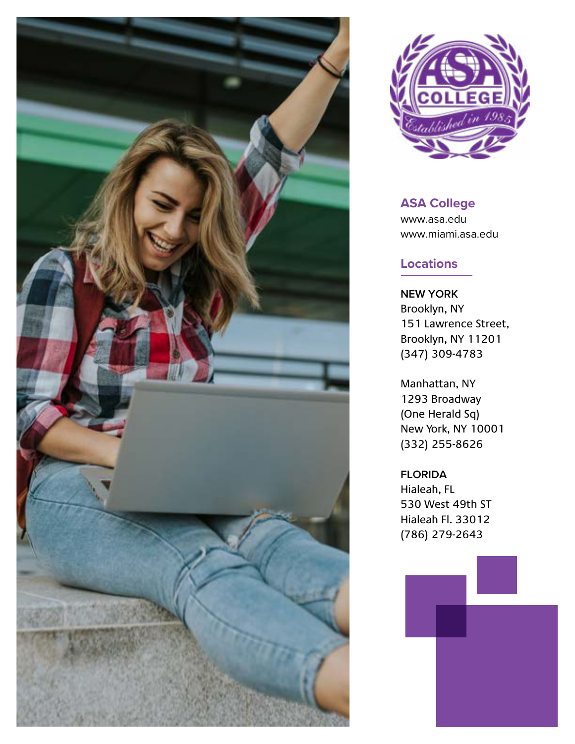## ASA College

www.asa.edu
www.miami.asa.edu

## Locations

**NEW YORK**

Brooklyn, NY
151 Lawrence Street,
Brooklyn, NY 11201
(347) 309-4783

Manhattan, NY
1293 Broadway
(One Herald Sq)
New York, NY 10001
(332) 255-8626

**FLORIDA**

Hialeah, FL
530 West 49th ST
Hialeah Fl. 33012
(786) 279-2643